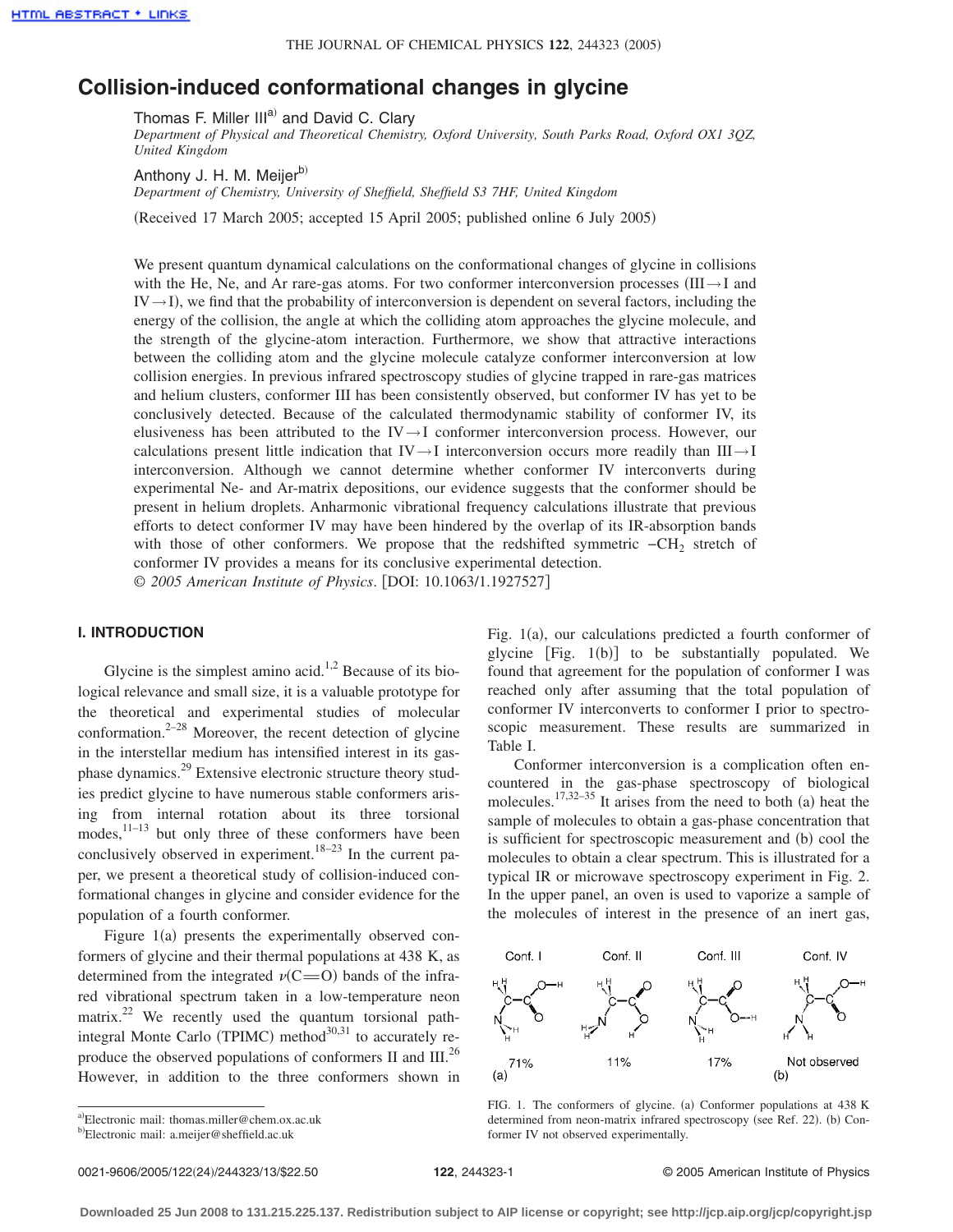# Collision-induced conformational changes in glycine

Thomas F. Miller III[a] and David C. Clary

*Department of Physical and Theoretical Chemistry, Oxford University, South Parks Road, Oxford OX1 3QZ, United Kingdom*

Anthony J. H. M. Meijer[b]

*Department of Chemistry, University of Sheffield, Sheffield S3 7HF, United Kingdom*

(Received 17 March 2005; accepted 15 April 2005; published online 6 July 2005)

We present quantum dynamical calculations on the conformational changes of glycine in collisions with the He, Ne, and Ar rare-gas atoms. For two conformer interconversion processes (III→I and IV→I), we find that the probability of interconversion is dependent on several factors, including the energy of the collision, the angle at which the colliding atom approaches the glycine molecule, and the strength of the glycine-atom interaction. Furthermore, we show that attractive interactions between the colliding atom and the glycine molecule catalyze conformer interconversion at low collision energies. In previous infrared spectroscopy studies of glycine trapped in rare-gas matrices and helium clusters, conformer III has been consistently observed, but conformer IV has yet to be conclusively detected. Because of the calculated thermodynamic stability of conformer IV, its elusiveness has been attributed to the IV→I conformer interconversion process. However, our calculations present little indication that IV→I interconversion occurs more readily than III→I interconversion. Although we cannot determine whether conformer IV interconverts during experimental Ne- and Ar-matrix depositions, our evidence suggests that the conformer should be present in helium droplets. Anharmonic vibrational frequency calculations illustrate that previous efforts to detect conformer IV may have been hindered by the overlap of its IR-absorption bands with those of other conformers. We propose that the redshifted symmetric $-CH_2$ stretch of conformer IV provides a means for its conclusive experimental detection. © *2005 American Institute of Physics*. [DOI: 10.1063/1.1927527]

## I. INTRODUCTION

Glycine is the simplest amino acid.[1,2] Because of its biological relevance and small size, it is a valuable prototype for the theoretical and experimental studies of molecular conformation.[2–28] Moreover, the recent detection of glycine in the interstellar medium has intensified interest in its gas-phase dynamics.[29] Extensive electronic structure theory studies predict glycine to have numerous stable conformers arising from internal rotation about its three torsional modes,[11–13] but only three of these conformers have been conclusively observed in experiment.[18–23] In the current paper, we present a theoretical study of collision-induced conformational changes in glycine and consider evidence for the population of a fourth conformer.

Figure 1(a) presents the experimentally observed conformers of glycine and their thermal populations at 438 K, as determined from the integrated $\nu(C{=}O)$ bands of the infrared vibrational spectrum taken in a low-temperature neon matrix.[22] We recently used the quantum torsional path-integral Monte Carlo (TPIMC) method[30,31] to accurately reproduce the observed populations of conformers II and III.[26] However, in addition to the three conformers shown in Fig. 1(a), our calculations predicted a fourth conformer of glycine [Fig. 1(b)] to be substantially populated. We found that agreement for the population of conformer I was reached only after assuming that the total population of conformer IV interconverts to conformer I prior to spectroscopic measurement. These results are summarized in Table I.

Conformer interconversion is a complication often encountered in the gas-phase spectroscopy of biological molecules.[17,32–35] It arises from the need to both (a) heat the sample of molecules to obtain a gas-phase concentration that is sufficient for spectroscopic measurement and (b) cool the molecules to obtain a clear spectrum. This is illustrated for a typical IR or microwave spectroscopy experiment in Fig. 2. In the upper panel, an oven is used to vaporize a sample of the molecules of interest in the presence of an inert gas,

Conf. I — 71% | Conf. II — 11% | Conf. III — 17% | Conf. IV — Not observed
(a) (b)

FIG. 1. The conformers of glycine. (a) Conformer populations at 438 K determined from neon-matrix infrared spectroscopy (see Ref. 22). (b) Conformer IV not observed experimentally.

[a]Electronic mail: thomas.miller@chem.ox.ac.uk

[b]Electronic mail: a.meijer@sheffield.ac.uk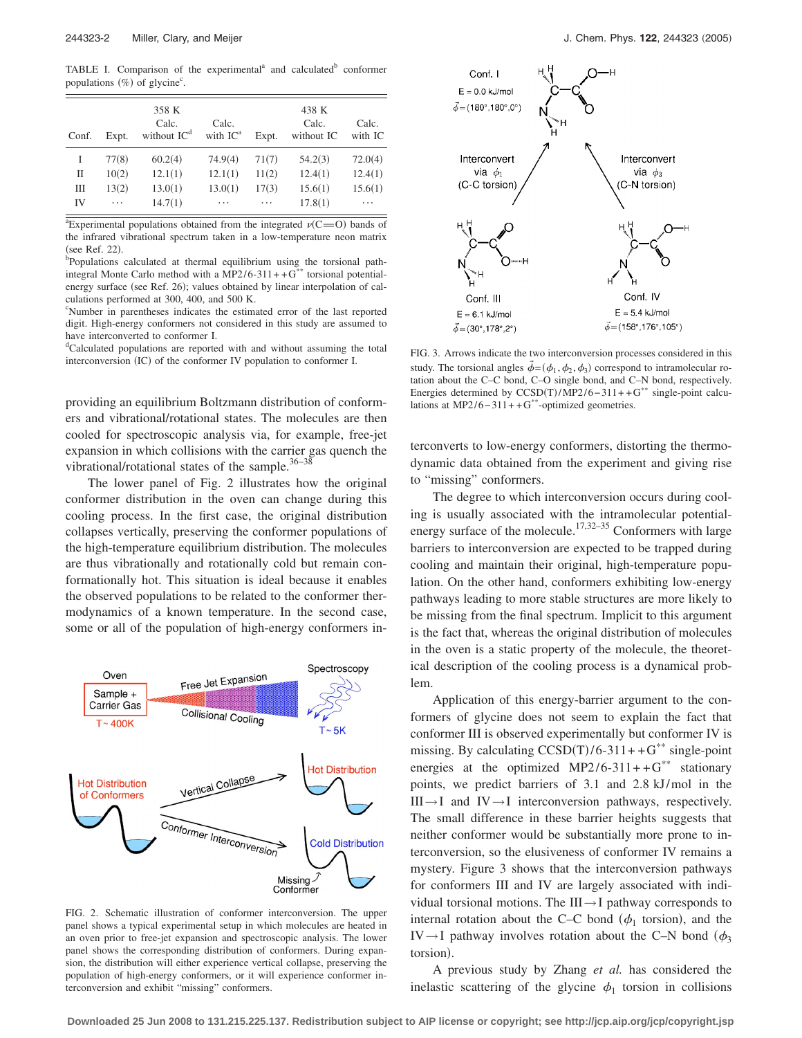TABLE I. Comparison of the experimental[a] and calculated[b] conformer populations (%) of glycine[c].

| Conf. | 358 K | | | 438 K | | |
|---|---|---|---|---|---|---|
| | Expt. | Calc. without IC[d] | Calc. with IC[a] | Expt. | Calc. without IC | Calc. with IC |
| I | 77(8) | 60.2(4) | 74.9(4) | 71(7) | 54.2(3) | 72.0(4) |
| II | 10(2) | 12.1(1) | 12.1(1) | 11(2) | 12.4(1) | 12.4(1) |
| III | 13(2) | 13.0(1) | 13.0(1) | 17(3) | 15.6(1) | 15.6(1) |
| IV | ⋯ | 14.7(1) | ⋯ | ⋯ | 17.8(1) | ⋯ |

[a]Experimental populations obtained from the integrated $\nu$(C=O) bands of the infrared vibrational spectrum taken in a low-temperature neon matrix (see Ref. 22).
[b]Populations calculated at thermal equilibrium using the torsional path-integral Monte Carlo method with a MP2/6-311++G** torsional potential-energy surface (see Ref. 26); values obtained by linear interpolation of calculations performed at 300, 400, and 500 K.
[c]Number in parentheses indicates the estimated error of the last reported digit. High-energy conformers not considered in this study are assumed to have interconverted to conformer I.
[d]Calculated populations are reported with and without assuming the total interconversion (IC) of the conformer IV population to conformer I.

providing an equilibrium Boltzmann distribution of conformers and vibrational/rotational states. The molecules are then cooled for spectroscopic analysis via, for example, free-jet expansion in which collisions with the carrier gas quench the vibrational/rotational states of the sample.[36–38]

The lower panel of Fig. 2 illustrates how the original conformer distribution in the oven can change during this cooling process. In the first case, the original distribution collapses vertically, preserving the conformer populations of the high-temperature equilibrium distribution. The molecules are thus vibrationally and rotationally cold but remain conformationally hot. This situation is ideal because it enables the observed populations to be related to the conformer thermodynamics of a known temperature. In the second case, some or all of the population of high-energy conformers interconverts to low-energy conformers, distorting the thermodynamic data obtained from the experiment and giving rise to "missing" conformers.

FIG. 2. Schematic illustration of conformer interconversion. The upper panel shows a typical experimental setup in which molecules are heated in an oven prior to free-jet expansion and spectroscopic analysis. The lower panel shows the corresponding distribution of conformers. During expansion, the distribution will either experience vertical collapse, preserving the population of high-energy conformers, or it will experience conformer interconversion and exhibit "missing" conformers.

FIG. 3. Arrows indicate the two interconversion processes considered in this study. The torsional angles $\vec{\phi}=(\phi_1,\phi_2,\phi_3)$ correspond to intramolecular rotation about the C–C bond, C–O single bond, and C–N bond, respectively. Energies determined by CCSD(T)/MP2/6−311++G** single-point calculations at MP2/6−311++G**-optimized geometries.

The degree to which interconversion occurs during cooling is usually associated with the intramolecular potential-energy surface of the molecule.[17,32–35] Conformers with large barriers to interconversion are expected to be trapped during cooling and maintain their original, high-temperature population. On the other hand, conformers exhibiting low-energy pathways leading to more stable structures are more likely to be missing from the final spectrum. Implicit to this argument is the fact that, whereas the original distribution of molecules in the oven is a static property of the molecule, the theoretical description of the cooling process is a dynamical problem.

Application of this energy-barrier argument to the conformers of glycine does not seem to explain the fact that conformer III is observed experimentally but conformer IV is missing. By calculating CCSD(T)/6-311++G** single-point energies at the optimized MP2/6-311++G** stationary points, we predict barriers of 3.1 and 2.8 kJ/mol in the III→I and IV→I interconversion pathways, respectively. The small difference in these barrier heights suggests that neither conformer would be substantially more prone to interconversion, so the elusiveness of conformer IV remains a mystery. Figure 3 shows that the interconversion pathways for conformers III and IV are largely associated with individual torsional motions. The III→I pathway corresponds to internal rotation about the C–C bond ($\phi_1$ torsion), and the IV→I pathway involves rotation about the C–N bond ($\phi_3$ torsion).

A previous study by Zhang *et al.* has considered the inelastic scattering of the glycine $\phi_1$ torsion in collisions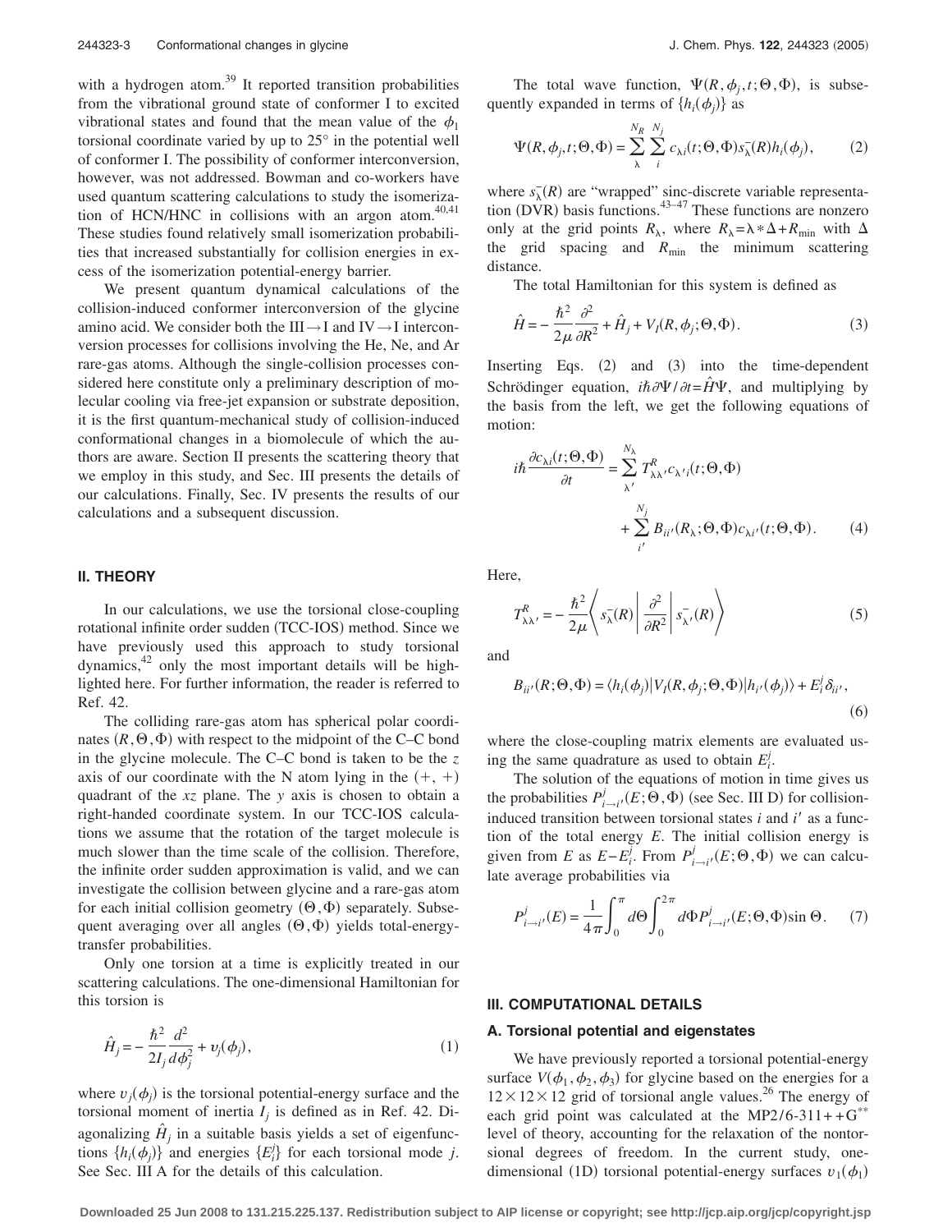with a hydrogen atom.[39] It reported transition probabilities from the vibrational ground state of conformer I to excited vibrational states and found that the mean value of the $\phi_1$ torsional coordinate varied by up to 25° in the potential well of conformer I. The possibility of conformer interconversion, however, was not addressed. Bowman and co-workers have used quantum scattering calculations to study the isomerization of HCN/HNC in collisions with an argon atom.[40,41] These studies found relatively small isomerization probabilities that increased substantially for collision energies in excess of the isomerization potential-energy barrier.

We present quantum dynamical calculations of the collision-induced conformer interconversion of the glycine amino acid. We consider both the III→I and IV→I interconversion processes for collisions involving the He, Ne, and Ar rare-gas atoms. Although the single-collision processes considered here constitute only a preliminary description of molecular cooling via free-jet expansion or substrate deposition, it is the first quantum-mechanical study of collision-induced conformational changes in a biomolecule of which the authors are aware. Section II presents the scattering theory that we employ in this study, and Sec. III presents the details of our calculations. Finally, Sec. IV presents the results of our calculations and a subsequent discussion.

## II. THEORY

In our calculations, we use the torsional close-coupling rotational infinite order sudden (TCC-IOS) method. Since we have previously used this approach to study torsional dynamics,[42] only the most important details will be highlighted here. For further information, the reader is referred to Ref. 42.

The colliding rare-gas atom has spherical polar coordinates $(R,\Theta,\Phi)$ with respect to the midpoint of the C–C bond in the glycine molecule. The C–C bond is taken to be the $z$ axis of our coordinate with the N atom lying in the $(+,+)$ quadrant of the $xz$ plane. The $y$ axis is chosen to obtain a right-handed coordinate system. In our TCC-IOS calculations we assume that the rotation of the target molecule is much slower than the time scale of the collision. Therefore, the infinite order sudden approximation is valid, and we can investigate the collision between glycine and a rare-gas atom for each initial collision geometry $(\Theta,\Phi)$ separately. Subsequent averaging over all angles $(\Theta,\Phi)$ yields total-energy-transfer probabilities.

Only one torsion at a time is explicitly treated in our scattering calculations. The one-dimensional Hamiltonian for this torsion is

$$\hat{H}_j = -\frac{\hbar^2}{2I_j}\frac{d^2}{d\phi_j^2} + v_j(\phi_j), \tag{1}$$

where $v_j(\phi_j)$ is the torsional potential-energy surface and the torsional moment of inertia $I_j$ is defined as in Ref. 42. Diagonalizing $\hat{H}_j$ in a suitable basis yields a set of eigenfunctions $\{h_i(\phi_j)\}$ and energies $\{E_i^j\}$ for each torsional mode $j$. See Sec. III A for the details of this calculation.

The total wave function, $\Psi(R,\phi_j,t;\Theta,\Phi)$, is subsequently expanded in terms of $\{h_i(\phi_j)\}$ as

$$\Psi(R,\phi_j,t;\Theta,\Phi) = \sum_{\lambda}^{N_R}\sum_{i}^{N_j} c_{\lambda i}(t;\Theta,\Phi)s_{\lambda}^{-}(R)h_i(\phi_j), \tag{2}$$

where $s_{\lambda}^{-}(R)$ are "wrapped" sinc-discrete variable representation (DVR) basis functions.[43–47] These functions are nonzero only at the grid points $R_\lambda$, where $R_\lambda = \lambda * \Delta + R_{\min}$ with $\Delta$ the grid spacing and $R_{\min}$ the minimum scattering distance.

The total Hamiltonian for this system is defined as

$$\hat{H} = -\frac{\hbar^2}{2\mu}\frac{\partial^2}{\partial R^2} + \hat{H}_j + V_I(R,\phi_j;\Theta,\Phi). \tag{3}$$

Inserting Eqs. (2) and (3) into the time-dependent Schrödinger equation, $i\hbar\partial\Psi/\partial t = \hat{H}\Psi$, and multiplying by the basis from the left, we get the following equations of motion:

$$i\hbar\frac{\partial c_{\lambda i}(t;\Theta,\Phi)}{\partial t} = \sum_{\lambda'}^{N_\lambda} T_{\lambda\lambda'}^{R} c_{\lambda' i}(t;\Theta,\Phi) + \sum_{i'}^{N_j} B_{ii'}(R_\lambda;\Theta,\Phi)c_{\lambda i'}(t;\Theta,\Phi). \tag{4}$$

Here,

$$T_{\lambda\lambda'}^{R} = -\frac{\hbar^2}{2\mu}\left\langle s_{\lambda}^{-}(R)\left|\frac{\partial^2}{\partial R^2}\right|s_{\lambda'}^{-}(R)\right\rangle \tag{5}$$

and

$$B_{ii'}(R;\Theta,\Phi) = \langle h_i(\phi_j)|V_I(R,\phi_j;\Theta,\Phi)|h_{i'}(\phi_j)\rangle + E_i^j\delta_{ii'}, \tag{6}$$

where the close-coupling matrix elements are evaluated using the same quadrature as used to obtain $E_i^j$.

The solution of the equations of motion in time gives us the probabilities $P_{i\to i'}^{j}(E;\Theta,\Phi)$ (see Sec. III D) for collision-induced transition between torsional states $i$ and $i'$ as a function of the total energy $E$. The initial collision energy is given from $E$ as $E-E_i^j$. From $P_{i\to i'}^{j}(E;\Theta,\Phi)$ we can calculate average probabilities via

$$P_{i\to i'}^{j}(E) = \frac{1}{4\pi}\int_0^{\pi} d\Theta\int_0^{2\pi} d\Phi P_{i\to i'}^{j}(E;\Theta,\Phi)\sin\Theta. \tag{7}$$

## III. COMPUTATIONAL DETAILS

### A. Torsional potential and eigenstates

We have previously reported a torsional potential-energy surface $V(\phi_1,\phi_2,\phi_3)$ for glycine based on the energies for a $12\times12\times12$ grid of torsional angle values.[26] The energy of each grid point was calculated at the MP2/6-311++G** level of theory, accounting for the relaxation of the nontorsional degrees of freedom. In the current study, one-dimensional (1D) torsional potential-energy surfaces $v_1(\phi_1)$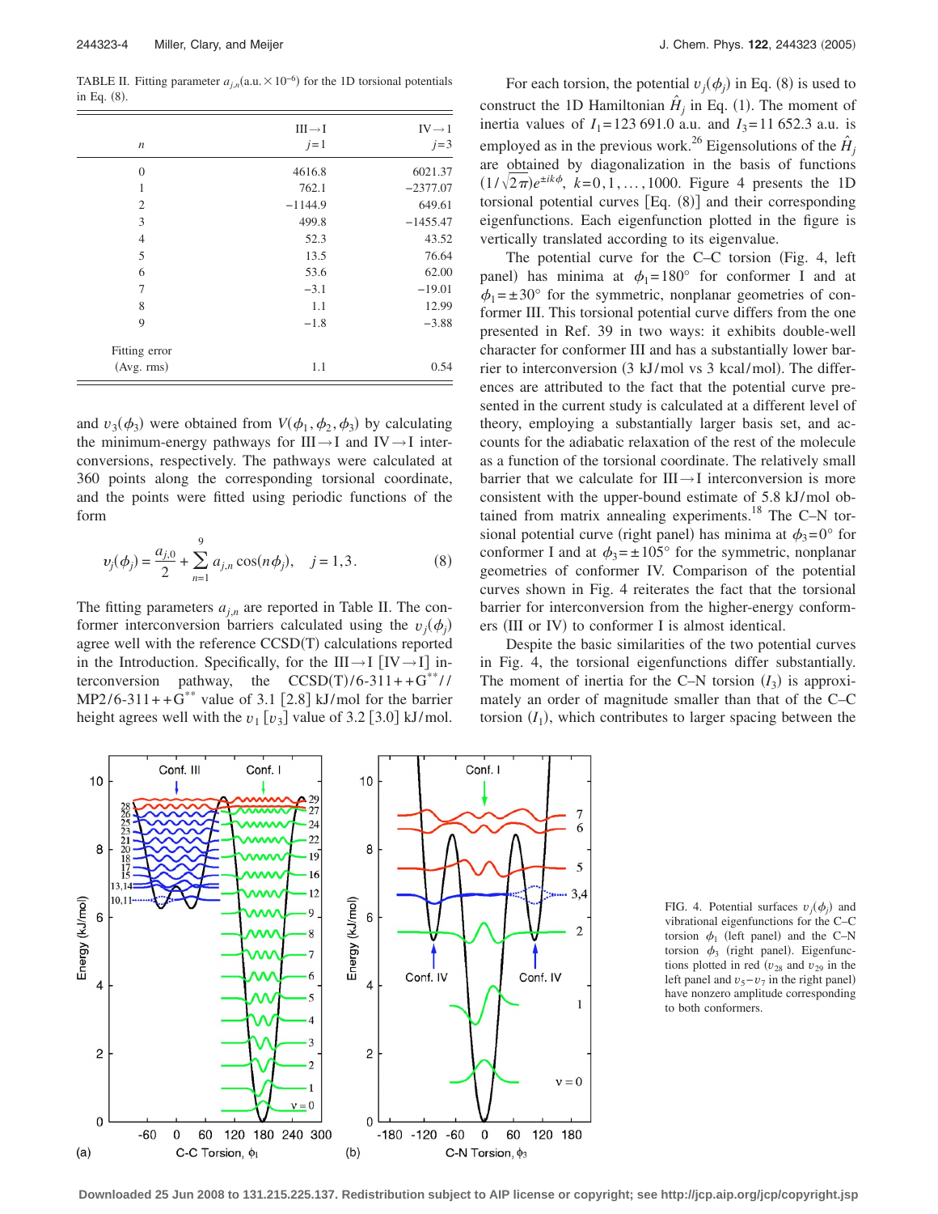TABLE II. Fitting parameter $a_{j,n}$(a.u. $\times 10^{-6}$) for the 1D torsional potentials in Eq. (8).

| $n$ | III→I $j=1$ | IV→I $j=3$ |
|---|---|---|
| 0 | 4616.8 | 6021.37 |
| 1 | 762.1 | −2377.07 |
| 2 | −1144.9 | 649.61 |
| 3 | 499.8 | −1455.47 |
| 4 | 52.3 | 43.52 |
| 5 | 13.5 | 76.64 |
| 6 | 53.6 | 62.00 |
| 7 | −3.1 | −19.01 |
| 8 | 1.1 | 12.99 |
| 9 | −1.8 | −3.88 |
| Fitting error (Avg. rms) | 1.1 | 0.54 |

and $v_3(\phi_3)$ were obtained from $V(\phi_1,\phi_2,\phi_3)$ by calculating the minimum-energy pathways for III→I and IV→I interconversions, respectively. The pathways were calculated at 360 points along the corresponding torsional coordinate, and the points were fitted using periodic functions of the form

$$v_j(\phi_j) = \frac{a_{j,0}}{2} + \sum_{n=1}^{9} a_{j,n}\cos(n\phi_j), \quad j=1,3. \tag{8}$$

The fitting parameters $a_{j,n}$ are reported in Table II. The conformer interconversion barriers calculated using the $v_j(\phi_j)$ agree well with the reference CCSD(T) calculations reported in the Introduction. Specifically, for the III→I [IV→I] interconversion pathway, the CCSD(T)/6-311++G**//MP2/6-311++G** value of 3.1 [2.8] kJ/mol for the barrier height agrees well with the $v_1$ [$v_3$] value of 3.2 [3.0] kJ/mol.

For each torsion, the potential $v_j(\phi_j)$ in Eq. (8) is used to construct the 1D Hamiltonian $\hat{H}_j$ in Eq. (1). The moment of inertia values of $I_1=123\,691.0$ a.u. and $I_3=11\,652.3$ a.u. is employed as in the previous work.[26] Eigensolutions of the $\hat{H}_j$ are obtained by diagonalization in the basis of functions $(1/\sqrt{2\pi})e^{\pm ik\phi}$, $k=0,1,\ldots,1000$. Figure 4 presents the 1D torsional potential curves [Eq. (8)] and their corresponding eigenfunctions. Each eigenfunction plotted in the figure is vertically translated according to its eigenvalue.

The potential curve for the C–C torsion (Fig. 4, left panel) has minima at $\phi_1=180°$ for conformer I and at $\phi_1=\pm 30°$ for the symmetric, nonplanar geometries of conformer III. This torsional potential curve differs from the one presented in Ref. 39 in two ways: it exhibits double-well character for conformer III and has a substantially lower barrier to interconversion (3 kJ/mol vs 3 kcal/mol). The differences are attributed to the fact that the potential curve presented in the current study is calculated at a different level of theory, employing a substantially larger basis set, and accounts for the adiabatic relaxation of the rest of the molecule as a function of the torsional coordinate. The relatively small barrier that we calculate for III→I interconversion is more consistent with the upper-bound estimate of 5.8 kJ/mol obtained from matrix annealing experiments.[18] The C–N torsional potential curve (right panel) has minima at $\phi_3=0°$ for conformer I and at $\phi_3=\pm 105°$ for the symmetric, nonplanar geometries of conformer IV. Comparison of the potential curves shown in Fig. 4 reiterates the fact that the torsional barrier for interconversion from the higher-energy conformers (III or IV) to conformer I is almost identical.

Despite the basic similarities of the two potential curves in Fig. 4, the torsional eigenfunctions differ substantially. The moment of inertia for the C–N torsion ($I_3$) is approximately an order of magnitude smaller than that of the C–C torsion ($I_1$), which contributes to larger spacing between the

FIG. 4. Potential surfaces $v_j(\phi_j)$ and vibrational eigenfunctions for the C–C torsion $\phi_1$ (left panel) and the C–N torsion $\phi_3$ (right panel). Eigenfunctions plotted in red ($v_{28}$ and $v_{29}$ in the left panel and $v_5-v_7$ in the right panel) have nonzero amplitude corresponding to both conformers.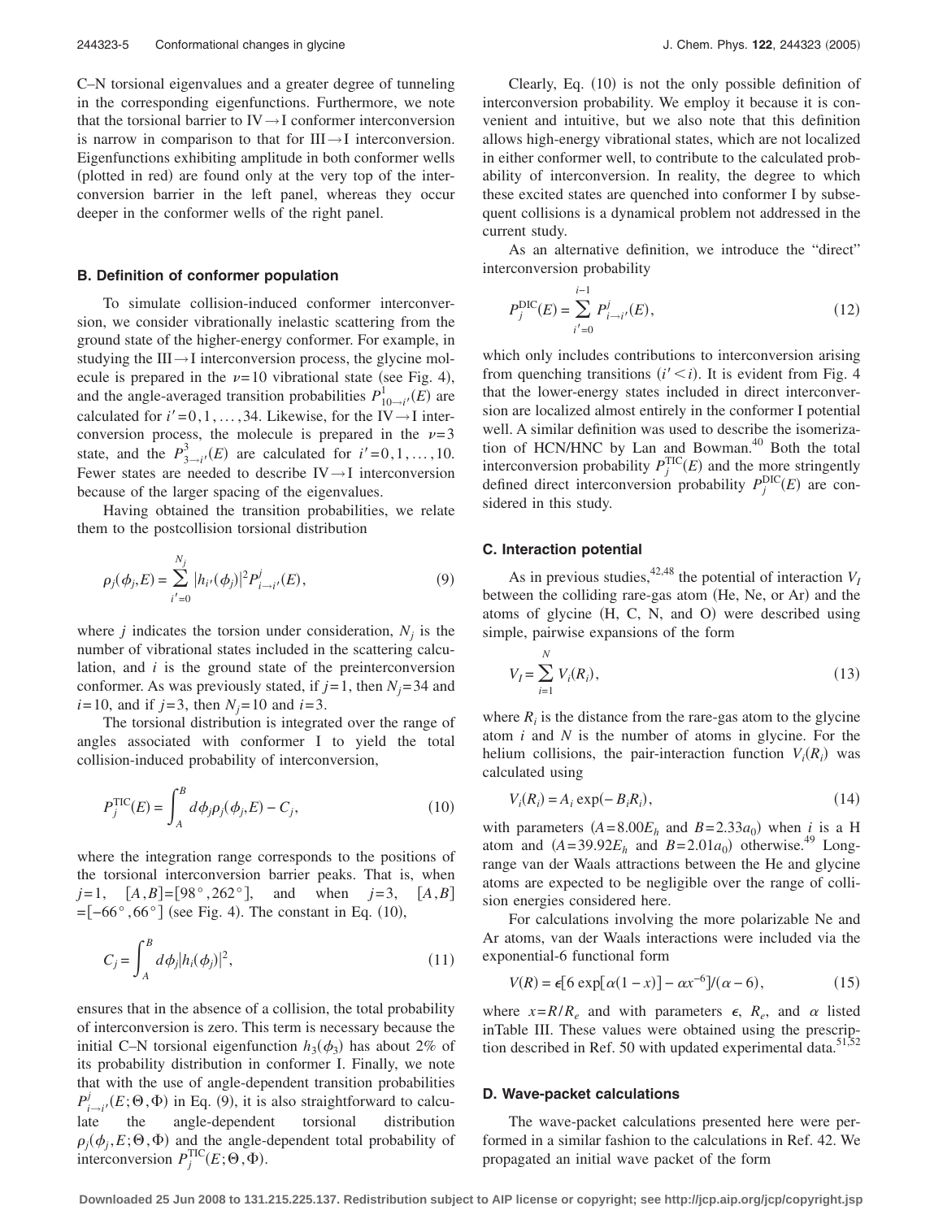C–N torsional eigenvalues and a greater degree of tunneling in the corresponding eigenfunctions. Furthermore, we note that the torsional barrier to IV→I conformer interconversion is narrow in comparison to that for III→I interconversion. Eigenfunctions exhibiting amplitude in both conformer wells (plotted in red) are found only at the very top of the interconversion barrier in the left panel, whereas they occur deeper in the conformer wells of the right panel.

### B. Definition of conformer population

To simulate collision-induced conformer interconversion, we consider vibrationally inelastic scattering from the ground state of the higher-energy conformer. For example, in studying the III→I interconversion process, the glycine molecule is prepared in the $\nu=10$ vibrational state (see Fig. 4), and the angle-averaged transition probabilities $P^{1}_{10\to i'}(E)$ are calculated for $i'=0,1,\ldots,34$. Likewise, for the IV→I interconversion process, the molecule is prepared in the $\nu=3$ state, and the $P^{3}_{3\to i'}(E)$ are calculated for $i'=0,1,\ldots,10$. Fewer states are needed to describe IV→I interconversion because of the larger spacing of the eigenvalues.

Having obtained the transition probabilities, we relate them to the postcollision torsional distribution

$$\rho_j(\phi_j,E)=\sum_{i'=0}^{N_j}|h_{i'}(\phi_j)|^2 P^{j}_{i\to i'}(E), \tag{9}$$

where $j$ indicates the torsion under consideration, $N_j$ is the number of vibrational states included in the scattering calculation, and $i$ is the ground state of the preinterconversion conformer. As was previously stated, if $j=1$, then $N_j=34$ and $i=10$, and if $j=3$, then $N_j=10$ and $i=3$.

The torsional distribution is integrated over the range of angles associated with conformer I to yield the total collision-induced probability of interconversion,

$$P^{\mathrm{TIC}}_j(E)=\int_A^B d\phi_j \rho_j(\phi_j,E)-C_j, \tag{10}$$

where the integration range corresponds to the positions of the torsional interconversion barrier peaks. That is, when $j=1$, $[A,B]=[98°,262°]$, and when $j=3$, $[A,B]=[-66°,66°]$ (see Fig. 4). The constant in Eq. (10),

$$C_j=\int_A^B d\phi_j |h_i(\phi_j)|^2, \tag{11}$$

ensures that in the absence of a collision, the total probability of interconversion is zero. This term is necessary because the initial C–N torsional eigenfunction $h_3(\phi_3)$ has about 2% of its probability distribution in conformer I. Finally, we note that with the use of angle-dependent transition probabilities $P^{j}_{i\to i'}(E;\Theta,\Phi)$ in Eq. (9), it is also straightforward to calculate the angle-dependent torsional distribution $\rho_j(\phi_j,E;\Theta,\Phi)$ and the angle-dependent total probability of interconversion $P^{\mathrm{TIC}}_j(E;\Theta,\Phi)$.

Clearly, Eq. (10) is not the only possible definition of interconversion probability. We employ it because it is convenient and intuitive, but we also note that this definition allows high-energy vibrational states, which are not localized in either conformer well, to contribute to the calculated probability of interconversion. In reality, the degree to which these excited states are quenched into conformer I by subsequent collisions is a dynamical problem not addressed in the current study.

As an alternative definition, we introduce the "direct" interconversion probability

$$P^{\mathrm{DIC}}_j(E)=\sum_{i'=0}^{i-1} P^{j}_{i\to i'}(E), \tag{12}$$

which only includes contributions to interconversion arising from quenching transitions ($i'<i$). It is evident from Fig. 4 that the lower-energy states included in direct interconversion are localized almost entirely in the conformer I potential well. A similar definition was used to describe the isomerization of HCN/HNC by Lan and Bowman.[40] Both the total interconversion probability $P^{\mathrm{TIC}}_j(E)$ and the more stringently defined direct interconversion probability $P^{\mathrm{DIC}}_j(E)$ are considered in this study.

### C. Interaction potential

As in previous studies,[42,48] the potential of interaction $V_I$ between the colliding rare-gas atom (He, Ne, or Ar) and the atoms of glycine (H, C, N, and O) were described using simple, pairwise expansions of the form

$$V_I=\sum_{i=1}^{N} V_i(R_i), \tag{13}$$

where $R_i$ is the distance from the rare-gas atom to the glycine atom $i$ and $N$ is the number of atoms in glycine. For the helium collisions, the pair-interaction function $V_i(R_i)$ was calculated using

$$V_i(R_i)=A_i \exp(-B_i R_i), \tag{14}$$

with parameters ($A=8.00E_h$ and $B=2.33a_0$) when $i$ is a H atom and ($A=39.92E_h$ and $B=2.01a_0$) otherwise.[49] Long-range van der Waals attractions between the He and glycine atoms are expected to be negligible over the range of collision energies considered here.

For calculations involving the more polarizable Ne and Ar atoms, van der Waals interactions were included via the exponential-6 functional form

$$V(R)=\epsilon[6\exp[\alpha(1-x)]-\alpha x^{-6}]/(\alpha-6), \tag{15}$$

where $x=R/R_e$ and with parameters $\epsilon$, $R_e$, and $\alpha$ listed inTable III. These values were obtained using the prescription described in Ref. 50 with updated experimental data.[51,52]

### D. Wave-packet calculations

The wave-packet calculations presented here were performed in a similar fashion to the calculations in Ref. 42. We propagated an initial wave packet of the form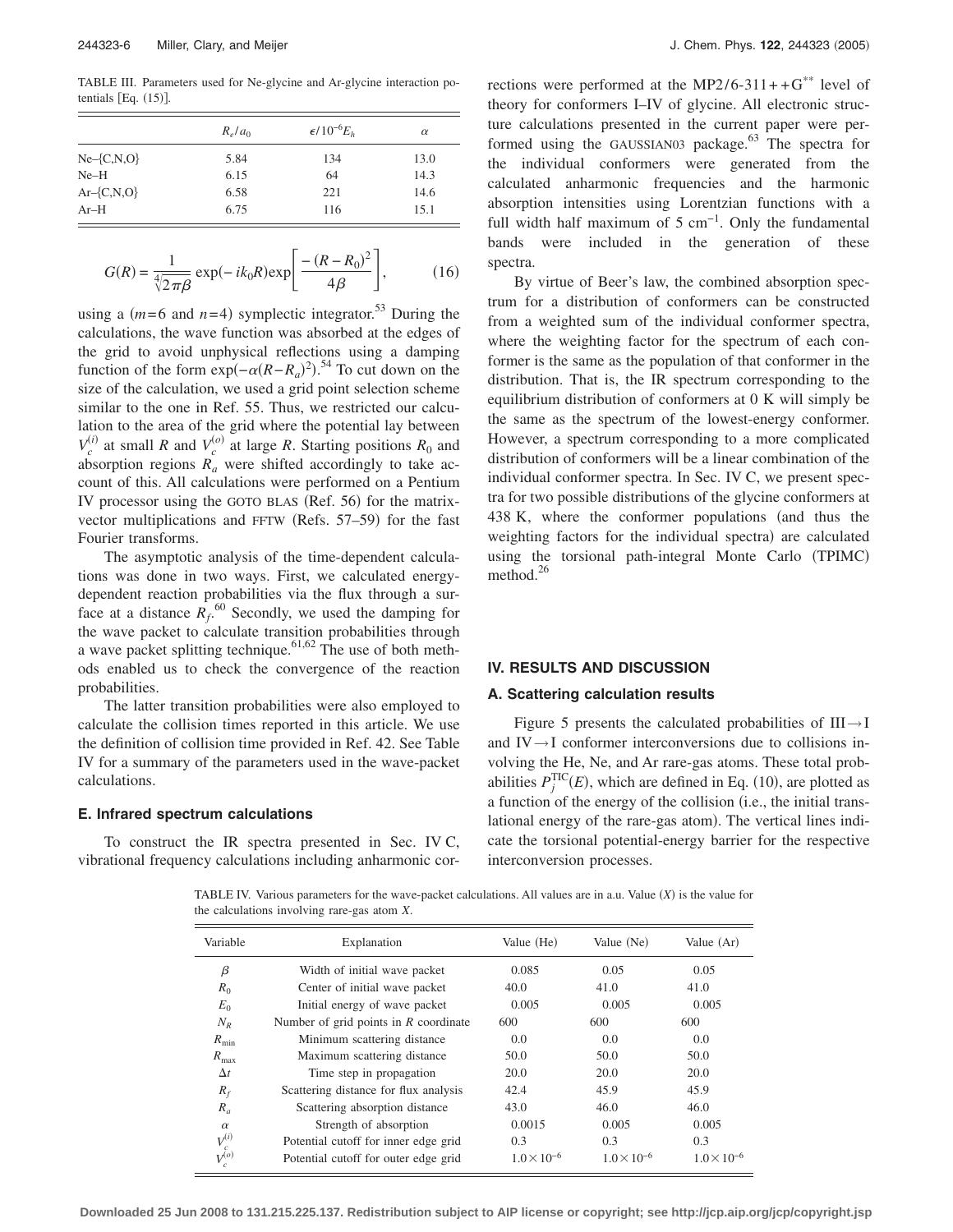TABLE III. Parameters used for Ne-glycine and Ar-glycine interaction potentials [Eq. (15)].

| | $R_e/a_0$ | $\epsilon/10^{-6}E_h$ | $\alpha$ |
|---|---|---|---|
| Ne–{C,N,O} | 5.84 | 134 | 13.0 |
| Ne–H | 6.15 | 64 | 14.3 |
| Ar–{C,N,O} | 6.58 | 221 | 14.6 |
| Ar–H | 6.75 | 116 | 15.1 |

$$G(R) = \frac{1}{\sqrt[4]{2\pi\beta}} \exp(-ik_0 R)\exp\left[\frac{-(R-R_0)^2}{4\beta}\right], \qquad (16)$$

using a ($m=6$ and $n=4$) symplectic integrator.[53] During the calculations, the wave function was absorbed at the edges of the grid to avoid unphysical reflections using a damping function of the form $\exp(-\alpha(R-R_a)^2)$.[54] To cut down on the size of the calculation, we used a grid point selection scheme similar to the one in Ref. 55. Thus, we restricted our calculation to the area of the grid where the potential lay between $V_c^{(i)}$ at small $R$ and $V_c^{(o)}$ at large $R$. Starting positions $R_0$ and absorption regions $R_a$ were shifted accordingly to take account of this. All calculations were performed on a Pentium IV processor using the GOTO BLAS (Ref. 56) for the matrix-vector multiplications and FFTW (Refs. 57–59) for the fast Fourier transforms.

The asymptotic analysis of the time-dependent calculations was done in two ways. First, we calculated energy-dependent reaction probabilities via the flux through a surface at a distance $R_f$.[60] Secondly, we used the damping for the wave packet to calculate transition probabilities through a wave packet splitting technique.[61,62] The use of both methods enabled us to check the convergence of the reaction probabilities.

The latter transition probabilities were also employed to calculate the collision times reported in this article. We use the definition of collision time provided in Ref. 42. See Table IV for a summary of the parameters used in the wave-packet calculations.

### E. Infrared spectrum calculations

To construct the IR spectra presented in Sec. IV C, vibrational frequency calculations including anharmonic corrections were performed at the MP2/6-311++G** level of theory for conformers I–IV of glycine. All electronic structure calculations presented in the current paper were performed using the GAUSSIAN03 package.[63] The spectra for the individual conformers were generated from the calculated anharmonic frequencies and the harmonic absorption intensities using Lorentzian functions with a full width half maximum of 5 cm$^{-1}$. Only the fundamental bands were included in the generation of these spectra.

By virtue of Beer's law, the combined absorption spectrum for a distribution of conformers can be constructed from a weighted sum of the individual conformer spectra, where the weighting factor for the spectrum of each conformer is the same as the population of that conformer in the distribution. That is, the IR spectrum corresponding to the equilibrium distribution of conformers at 0 K will simply be the same as the spectrum of the lowest-energy conformer. However, a spectrum corresponding to a more complicated distribution of conformers will be a linear combination of the individual conformer spectra. In Sec. IV C, we present spectra for two possible distributions of the glycine conformers at 438 K, where the conformer populations (and thus the weighting factors for the individual spectra) are calculated using the torsional path-integral Monte Carlo (TPIMC) method.[26]

## IV. RESULTS AND DISCUSSION

### A. Scattering calculation results

Figure 5 presents the calculated probabilities of III→I and IV→I conformer interconversions due to collisions involving the He, Ne, and Ar rare-gas atoms. These total probabilities $P_j^{\mathrm{TIC}}(E)$, which are defined in Eq. (10), are plotted as a function of the energy of the collision (i.e., the initial translational energy of the rare-gas atom). The vertical lines indicate the torsional potential-energy barrier for the respective interconversion processes.

TABLE IV. Various parameters for the wave-packet calculations. All values are in a.u. Value ($X$) is the value for the calculations involving rare-gas atom $X$.

| Variable | Explanation | Value (He) | Value (Ne) | Value (Ar) |
|---|---|---|---|---|
| $\beta$ | Width of initial wave packet | 0.085 | 0.05 | 0.05 |
| $R_0$ | Center of initial wave packet | 40.0 | 41.0 | 41.0 |
| $E_0$ | Initial energy of wave packet | 0.005 | 0.005 | 0.005 |
| $N_R$ | Number of grid points in $R$ coordinate | 600 | 600 | 600 |
| $R_{\min}$ | Minimum scattering distance | 0.0 | 0.0 | 0.0 |
| $R_{\max}$ | Maximum scattering distance | 50.0 | 50.0 | 50.0 |
| $\Delta t$ | Time step in propagation | 20.0 | 20.0 | 20.0 |
| $R_f$ | Scattering distance for flux analysis | 42.4 | 45.9 | 45.9 |
| $R_a$ | Scattering absorption distance | 43.0 | 46.0 | 46.0 |
| $\alpha$ | Strength of absorption | 0.0015 | 0.005 | 0.005 |
| $V_c^{(i)}$ | Potential cutoff for inner edge grid | 0.3 | 0.3 | 0.3 |
| $V_c^{(o)}$ | Potential cutoff for outer edge grid | $1.0\times10^{-6}$ | $1.0\times10^{-6}$ | $1.0\times10^{-6}$ |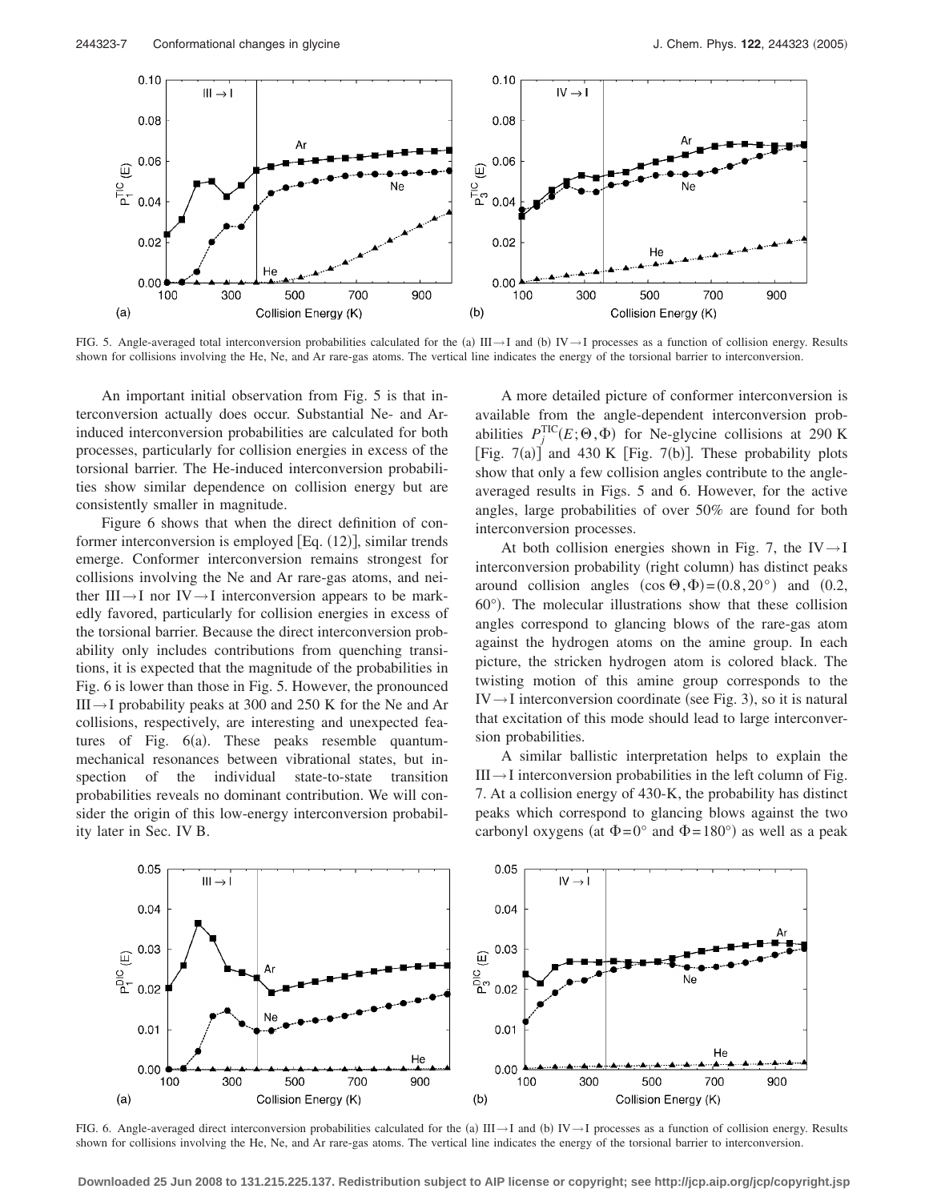FIG. 5. Angle-averaged total interconversion probabilities calculated for the (a) III→I and (b) IV→I processes as a function of collision energy. Results shown for collisions involving the He, Ne, and Ar rare-gas atoms. The vertical line indicates the energy of the torsional barrier to interconversion.

An important initial observation from Fig. 5 is that interconversion actually does occur. Substantial Ne- and Ar-induced interconversion probabilities are calculated for both processes, particularly for collision energies in excess of the torsional barrier. The He-induced interconversion probabilities show similar dependence on collision energy but are consistently smaller in magnitude.

Figure 6 shows that when the direct definition of conformer interconversion is employed [Eq. (12)], similar trends emerge. Conformer interconversion remains strongest for collisions involving the Ne and Ar rare-gas atoms, and neither III→I nor IV→I interconversion appears to be markedly favored, particularly for collision energies in excess of the torsional barrier. Because the direct interconversion probability only includes contributions from quenching transitions, it is expected that the magnitude of the probabilities in Fig. 6 is lower than those in Fig. 5. However, the pronounced III→I probability peaks at 300 and 250 K for the Ne and Ar collisions, respectively, are interesting and unexpected features of Fig. 6(a). These peaks resemble quantum-mechanical resonances between vibrational states, but inspection of the individual state-to-state transition probabilities reveals no dominant contribution. We will consider the origin of this low-energy interconversion probability later in Sec. IV B.

A more detailed picture of conformer interconversion is available from the angle-dependent interconversion probabilities $P_j^{\mathrm{TIC}}(E;\Theta,\Phi)$ for Ne-glycine collisions at 290 K [Fig. 7(a)] and 430 K [Fig. 7(b)]. These probability plots show that only a few collision angles contribute to the angle-averaged results in Figs. 5 and 6. However, for the active angles, large probabilities of over 50% are found for both interconversion processes.

At both collision energies shown in Fig. 7, the IV→I interconversion probability (right column) has distinct peaks around collision angles $(\cos\Theta,\Phi)=(0.8,20°)$ and $(0.2, 60°)$. The molecular illustrations show that these collision angles correspond to glancing blows of the rare-gas atom against the hydrogen atoms on the amine group. In each picture, the stricken hydrogen atom is colored black. The twisting motion of this amine group corresponds to the IV→I interconversion coordinate (see Fig. 3), so it is natural that excitation of this mode should lead to large interconversion probabilities.

A similar ballistic interpretation helps to explain the III→I interconversion probabilities in the left column of Fig. 7. At a collision energy of 430-K, the probability has distinct peaks which correspond to glancing blows against the two carbonyl oxygens (at $\Phi=0°$ and $\Phi=180°$) as well as a peak

FIG. 6. Angle-averaged direct interconversion probabilities calculated for the (a) III→I and (b) IV→I processes as a function of collision energy. Results shown for collisions involving the He, Ne, and Ar rare-gas atoms. The vertical line indicates the energy of the torsional barrier to interconversion.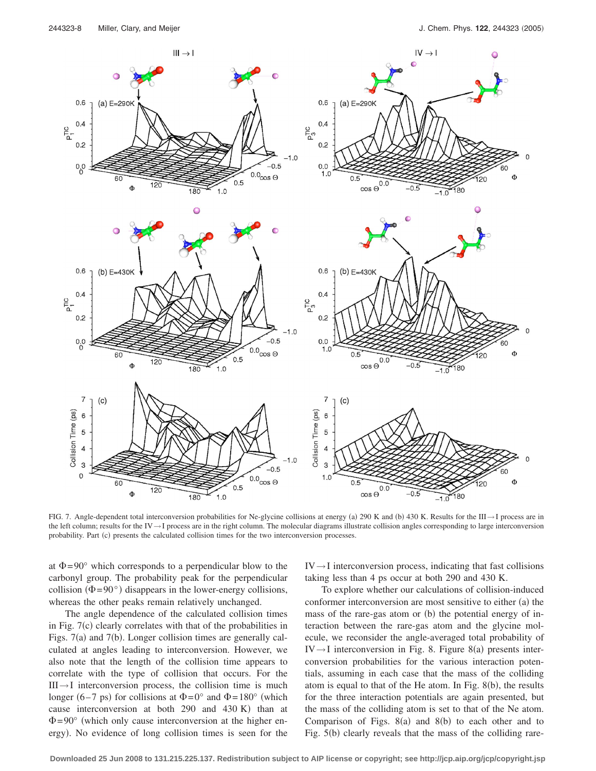FIG. 7. Angle-dependent total interconversion probabilities for Ne-glycine collisions at energy (a) 290 K and (b) 430 K. Results for the III→I process are in the left column; results for the IV→I process are in the right column. The molecular diagrams illustrate collision angles corresponding to large interconversion probability. Part (c) presents the calculated collision times for the two interconversion processes.

at $\Phi=90°$ which corresponds to a perpendicular blow to the carbonyl group. The probability peak for the perpendicular collision ($\Phi=90°$) disappears in the lower-energy collisions, whereas the other peaks remain relatively unchanged.

The angle dependence of the calculated collision times in Fig. 7(c) clearly correlates with that of the probabilities in Figs. 7(a) and 7(b). Longer collision times are generally calculated at angles leading to interconversion. However, we also note that the length of the collision time appears to correlate with the type of collision that occurs. For the III→I interconversion process, the collision time is much longer (6–7 ps) for collisions at $\Phi=0°$ and $\Phi=180°$ (which cause interconversion at both 290 and 430 K) than at $\Phi=90°$ (which only cause interconversion at the higher energy). No evidence of long collision times is seen for the IV→I interconversion process, indicating that fast collisions taking less than 4 ps occur at both 290 and 430 K.

To explore whether our calculations of collision-induced conformer interconversion are most sensitive to either (a) the mass of the rare-gas atom or (b) the potential energy of interaction between the rare-gas atom and the glycine molecule, we reconsider the angle-averaged total probability of IV→I interconversion in Fig. 8. Figure 8(a) presents interconversion probabilities for the various interaction potentials, assuming in each case that the mass of the colliding atom is equal to that of the He atom. In Fig. 8(b), the results for the three interaction potentials are again presented, but the mass of the colliding atom is set to that of the Ne atom. Comparison of Figs. 8(a) and 8(b) to each other and to Fig. 5(b) clearly reveals that the mass of the colliding rare-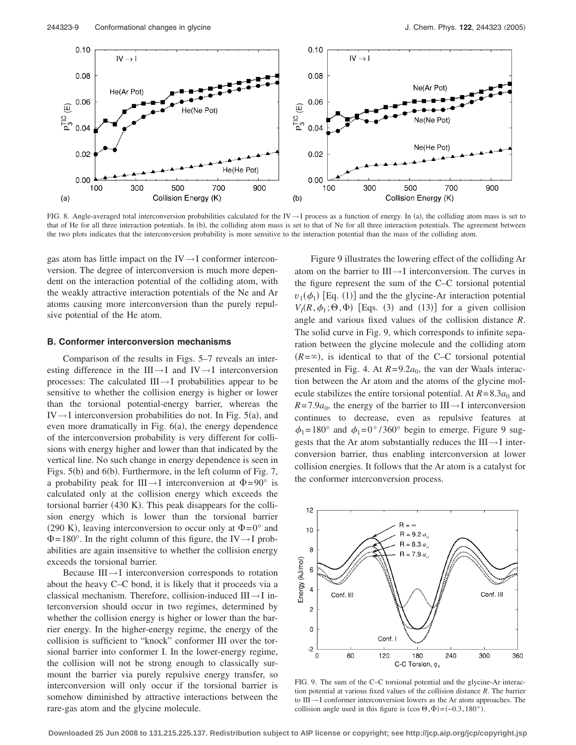FIG. 8. Angle-averaged total interconversion probabilities calculated for the IV→I process as a function of energy. In (a), the colliding atom mass is set to that of He for all three interaction potentials. In (b), the colliding atom mass is set to that of Ne for all three interaction potentials. The agreement between the two plots indicates that the interconversion probability is more sensitive to the interaction potential than the mass of the colliding atom.

gas atom has little impact on the IV→I conformer interconversion. The degree of interconversion is much more dependent on the interaction potential of the colliding atom, with the weakly attractive interaction potentials of the Ne and Ar atoms causing more interconversion than the purely repulsive potential of the He atom.

### B. Conformer interconversion mechanisms

Comparison of the results in Figs. 5–7 reveals an interesting difference in the III→I and IV→I interconversion processes: The calculated III→I probabilities appear to be sensitive to whether the collision energy is higher or lower than the torsional potential-energy barrier, whereas the IV→I interconversion probabilities do not. In Fig. 5(a), and even more dramatically in Fig. 6(a), the energy dependence of the interconversion probability is very different for collisions with energy higher and lower than that indicated by the vertical line. No such change in energy dependence is seen in Figs. 5(b) and 6(b). Furthermore, in the left column of Fig. 7, a probability peak for III→I interconversion at $\Phi=90°$ is calculated only at the collision energy which exceeds the torsional barrier (430 K). This peak disappears for the collision energy which is lower than the torsional barrier (290 K), leaving interconversion to occur only at $\Phi=0°$ and $\Phi=180°$. In the right column of this figure, the IV→I probabilities are again insensitive to whether the collision energy exceeds the torsional barrier.

Because III→I interconversion corresponds to rotation about the heavy C–C bond, it is likely that it proceeds via a classical mechanism. Therefore, collision-induced III→I interconversion should occur in two regimes, determined by whether the collision energy is higher or lower than the barrier energy. In the higher-energy regime, the energy of the collision is sufficient to "knock" conformer III over the torsional barrier into conformer I. In the lower-energy regime, the collision will not be strong enough to classically surmount the barrier via purely repulsive energy transfer, so interconversion will only occur if the torsional barrier is somehow diminished by attractive interactions between the rare-gas atom and the glycine molecule.

Figure 9 illustrates the lowering effect of the colliding Ar atom on the barrier to III→I interconversion. The curves in the figure represent the sum of the C–C torsional potential $v_1(\phi_1)$ [Eq. (1)] and the the glycine-Ar interaction potential $V_I(R,\phi_1;\Theta,\Phi)$ [Eqs. (3) and (13)] for a given collision angle and various fixed values of the collision distance $R$. The solid curve in Fig. 9, which corresponds to infinite separation between the glycine molecule and the colliding atom ($R=\infty$), is identical to that of the C–C torsional potential presented in Fig. 4. At $R=9.2a_0$, the van der Waals interaction between the Ar atom and the atoms of the glycine molecule stabilizes the entire torsional potential. At $R=8.3a_0$ and $R=7.9a_0$, the energy of the barrier to III→I interconversion continues to decrease, even as repulsive features at $\phi_1=180°$ and $\phi_1=0°/360°$ begin to emerge. Figure 9 suggests that the Ar atom substantially reduces the III→I interconversion barrier, thus enabling interconversion at lower collision energies. It follows that the Ar atom is a catalyst for the conformer interconversion process.

FIG. 9. The sum of the C–C torsional potential and the glycine-Ar interaction potential at various fixed values of the collision distance $R$. The barrier to III→I conformer interconversion lowers as the Ar atom approaches. The collision angle used in this figure is $(\cos\Theta,\Phi)=(-0.3,180°)$.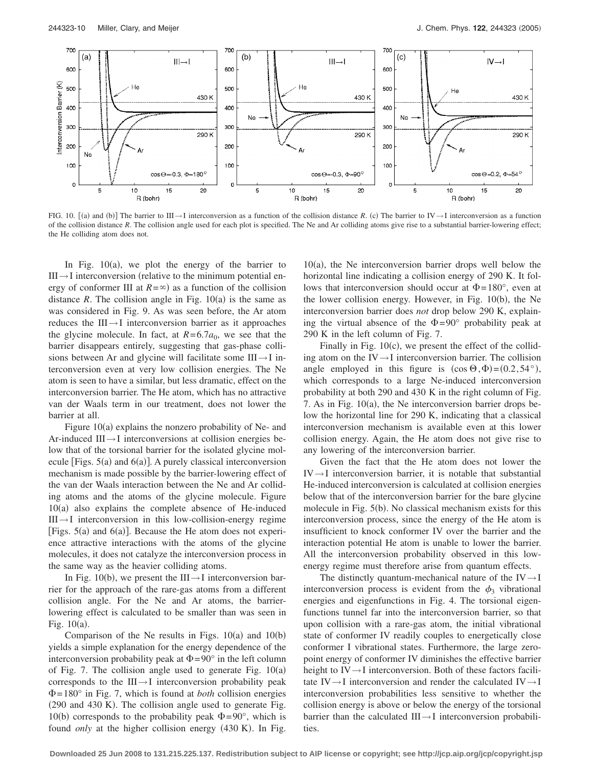FIG. 10. [(a) and (b)] The barrier to III→I interconversion as a function of the collision distance $R$. (c) The barrier to IV→I interconversion as a function of the collision distance $R$. The collision angle used for each plot is specified. The Ne and Ar colliding atoms give rise to a substantial barrier-lowering effect; the He colliding atom does not.

In Fig. 10(a), we plot the energy of the barrier to III→I interconversion (relative to the minimum potential energy of conformer III at $R=\infty$) as a function of the collision distance $R$. The collision angle in Fig. 10(a) is the same as was considered in Fig. 9. As was seen before, the Ar atom reduces the III→I interconversion barrier as it approaches the glycine molecule. In fact, at $R=6.7a_0$, we see that the barrier disappears entirely, suggesting that gas-phase collisions between Ar and glycine will facilitate some III→I interconversion even at very low collision energies. The Ne atom is seen to have a similar, but less dramatic, effect on the interconversion barrier. The He atom, which has no attractive van der Waals term in our treatment, does not lower the barrier at all.

Figure 10(a) explains the nonzero probability of Ne- and Ar-induced III→I interconversions at collision energies below that of the torsional barrier for the isolated glycine molecule [Figs. 5(a) and 6(a)]. A purely classical interconversion mechanism is made possible by the barrier-lowering effect of the van der Waals interaction between the Ne and Ar colliding atoms and the atoms of the glycine molecule. Figure 10(a) also explains the complete absence of He-induced III→I interconversion in this low-collision-energy regime [Figs. 5(a) and 6(a)]. Because the He atom does not experience attractive interactions with the atoms of the glycine molecules, it does not catalyze the interconversion process in the same way as the heavier colliding atoms.

In Fig. 10(b), we present the III→I interconversion barrier for the approach of the rare-gas atoms from a different collision angle. For the Ne and Ar atoms, the barrier-lowering effect is calculated to be smaller than was seen in Fig. 10(a).

Comparison of the Ne results in Figs. 10(a) and 10(b) yields a simple explanation for the energy dependence of the interconversion probability peak at $\Phi=90°$ in the left column of Fig. 7. The collision angle used to generate Fig. 10(a) corresponds to the III→I interconversion probability peak $\Phi=180°$ in Fig. 7, which is found at *both* collision energies (290 and 430 K). The collision angle used to generate Fig. 10(b) corresponds to the probability peak $\Phi=90°$, which is found *only* at the higher collision energy (430 K). In Fig. 10(a), the Ne interconversion barrier drops well below the horizontal line indicating a collision energy of 290 K. It follows that interconversion should occur at $\Phi=180°$, even at the lower collision energy. However, in Fig. 10(b), the Ne interconversion barrier does *not* drop below 290 K, explaining the virtual absence of the $\Phi=90°$ probability peak at 290 K in the left column of Fig. 7.

Finally in Fig. 10(c), we present the effect of the colliding atom on the IV→I interconversion barrier. The collision angle employed in this figure is $(\cos\Theta,\Phi)=(0.2,54°)$, which corresponds to a large Ne-induced interconversion probability at both 290 and 430 K in the right column of Fig. 7. As in Fig. 10(a), the Ne interconversion barrier drops below the horizontal line for 290 K, indicating that a classical interconversion mechanism is available even at this lower collision energy. Again, the He atom does not give rise to any lowering of the interconversion barrier.

Given the fact that the He atom does not lower the IV→I interconversion barrier, it is notable that substantial He-induced interconversion is calculated at collision energies below that of the interconversion barrier for the bare glycine molecule in Fig. 5(b). No classical mechanism exists for this interconversion process, since the energy of the He atom is insufficient to knock conformer IV over the barrier and the interaction potential He atom is unable to lower the barrier. All the interconversion probability observed in this low-energy regime must therefore arise from quantum effects.

The distinctly quantum-mechanical nature of the IV→I interconversion process is evident from the $\phi_3$ vibrational energies and eigenfunctions in Fig. 4. The torsional eigenfunctions tunnel far into the interconversion barrier, so that upon collision with a rare-gas atom, the initial vibrational state of conformer IV readily couples to energetically close conformer I vibrational states. Furthermore, the large zero-point energy of conformer IV diminishes the effective barrier height to IV→I interconversion. Both of these factors facilitate IV→I interconversion and render the calculated IV→I interconversion probabilities less sensitive to whether the collision energy is above or below the energy of the torsional barrier than the calculated III→I interconversion probabilities.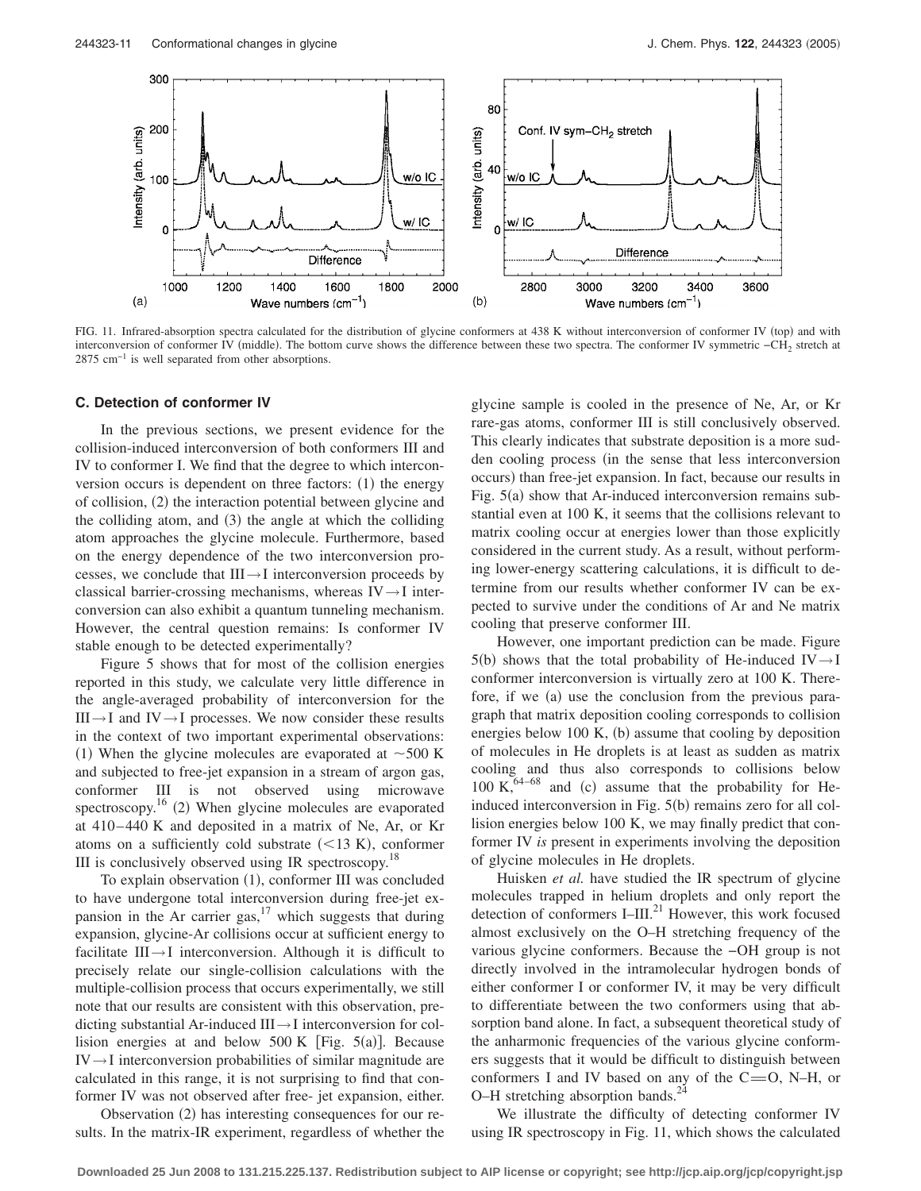FIG. 11. Infrared-absorption spectra calculated for the distribution of glycine conformers at 438 K without interconversion of conformer IV (top) and with interconversion of conformer IV (middle). The bottom curve shows the difference between these two spectra. The conformer IV symmetric $-CH_2$ stretch at $2875\ cm^{-1}$ is well separated from other absorptions.

### C. Detection of conformer IV

In the previous sections, we present evidence for the collision-induced interconversion of both conformers III and IV to conformer I. We find that the degree to which interconversion occurs is dependent on three factors: (1) the energy of collision, (2) the interaction potential between glycine and the colliding atom, and (3) the angle at which the colliding atom approaches the glycine molecule. Furthermore, based on the energy dependence of the two interconversion processes, we conclude that III→I interconversion proceeds by classical barrier-crossing mechanisms, whereas IV→I interconversion can also exhibit a quantum tunneling mechanism. However, the central question remains: Is conformer IV stable enough to be detected experimentally?

Figure 5 shows that for most of the collision energies reported in this study, we calculate very little difference in the angle-averaged probability of interconversion for the III→I and IV→I processes. We now consider these results in the context of two important experimental observations: (1) When the glycine molecules are evaporated at ~500 K and subjected to free-jet expansion in a stream of argon gas, conformer III is not observed using microwave spectroscopy.[16] (2) When glycine molecules are evaporated at 410–440 K and deposited in a matrix of Ne, Ar, or Kr atoms on a sufficiently cold substrate (<13 K), conformer III is conclusively observed using IR spectroscopy.[18]

To explain observation (1), conformer III was concluded to have undergone total interconversion during free-jet expansion in the Ar carrier gas,[17] which suggests that during expansion, glycine-Ar collisions occur at sufficient energy to facilitate III→I interconversion. Although it is difficult to precisely relate our single-collision calculations with the multiple-collision process that occurs experimentally, we still note that our results are consistent with this observation, predicting substantial Ar-induced III→I interconversion for collision energies at and below 500 K [Fig. 5(a)]. Because IV→I interconversion probabilities of similar magnitude are calculated in this range, it is not surprising to find that conformer IV was not observed after free- jet expansion, either.

Observation (2) has interesting consequences for our results. In the matrix-IR experiment, regardless of whether the glycine sample is cooled in the presence of Ne, Ar, or Kr rare-gas atoms, conformer III is still conclusively observed. This clearly indicates that substrate deposition is a more sudden cooling process (in the sense that less interconversion occurs) than free-jet expansion. In fact, because our results in Fig. 5(a) show that Ar-induced interconversion remains substantial even at 100 K, it seems that the collisions relevant to matrix cooling occur at energies lower than those explicitly considered in the current study. As a result, without performing lower-energy scattering calculations, it is difficult to determine from our results whether conformer IV can be expected to survive under the conditions of Ar and Ne matrix cooling that preserve conformer III.

However, one important prediction can be made. Figure 5(b) shows that the total probability of He-induced IV→I conformer interconversion is virtually zero at 100 K. Therefore, if we (a) use the conclusion from the previous paragraph that matrix deposition cooling corresponds to collision energies below 100 K, (b) assume that cooling by deposition of molecules in He droplets is at least as sudden as matrix cooling and thus also corresponds to collisions below 100 K,[64–68] and (c) assume that the probability for He-induced interconversion in Fig. 5(b) remains zero for all collision energies below 100 K, we may finally predict that conformer IV *is* present in experiments involving the deposition of glycine molecules in He droplets.

Huisken *et al.* have studied the IR spectrum of glycine molecules trapped in helium droplets and only report the detection of conformers I–III.[21] However, this work focused almost exclusively on the O–H stretching frequency of the various glycine conformers. Because the $-OH$ group is not directly involved in the intramolecular hydrogen bonds of either conformer I or conformer IV, it may be very difficult to differentiate between the two conformers using that absorption band alone. In fact, a subsequent theoretical study of the anharmonic frequencies of the various glycine conformers suggests that it would be difficult to distinguish between conformers I and IV based on any of the C=O, N–H, or O–H stretching absorption bands.[24]

We illustrate the difficulty of detecting conformer IV using IR spectroscopy in Fig. 11, which shows the calculated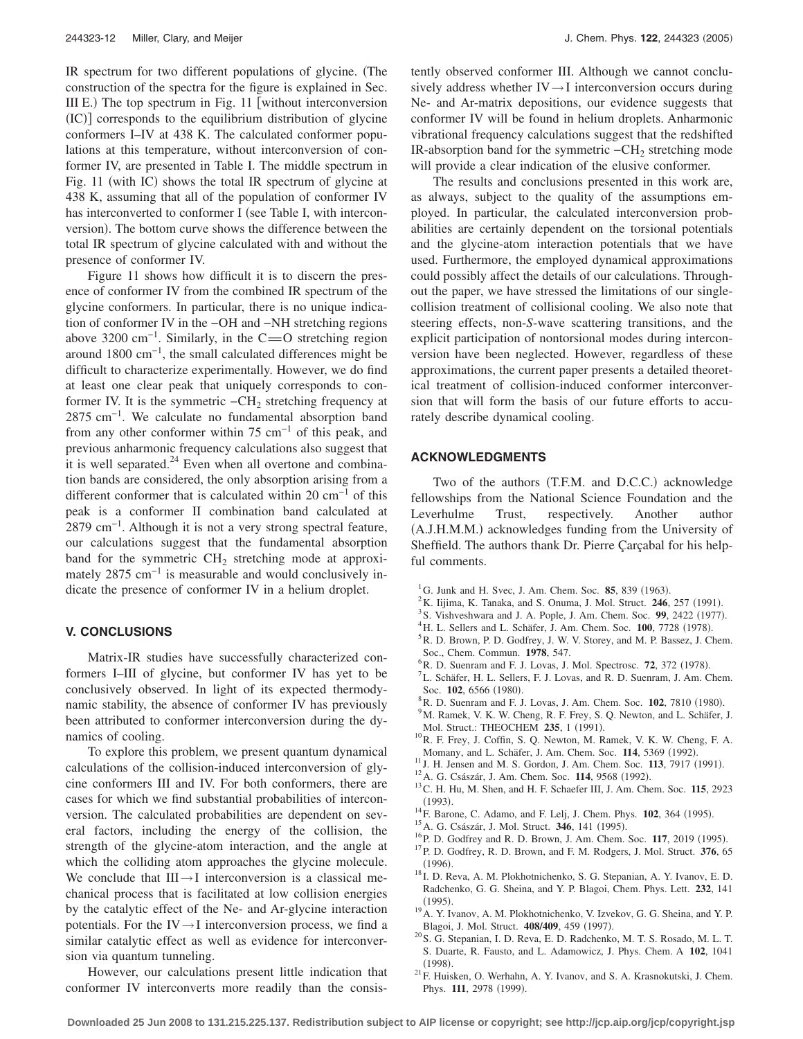IR spectrum for two different populations of glycine. (The construction of the spectra for the figure is explained in Sec. III E.) The top spectrum in Fig. 11 [without interconversion (IC)] corresponds to the equilibrium distribution of glycine conformers I–IV at 438 K. The calculated conformer populations at this temperature, without interconversion of conformer IV, are presented in Table I. The middle spectrum in Fig. 11 (with IC) shows the total IR spectrum of glycine at 438 K, assuming that all of the population of conformer IV has interconverted to conformer I (see Table I, with interconversion). The bottom curve shows the difference between the total IR spectrum of glycine calculated with and without the presence of conformer IV.

Figure 11 shows how difficult it is to discern the presence of conformer IV from the combined IR spectrum of the glycine conformers. In particular, there is no unique indication of conformer IV in the –OH and –NH stretching regions above 3200 $cm^{-1}$. Similarly, in the C=O stretching region around 1800 $cm^{-1}$, the small calculated differences might be difficult to characterize experimentally. However, we do find at least one clear peak that uniquely corresponds to conformer IV. It is the symmetric $-CH_2$ stretching frequency at 2875 $cm^{-1}$. We calculate no fundamental absorption band from any other conformer within 75 $cm^{-1}$ of this peak, and previous anharmonic frequency calculations also suggest that it is well separated.[24] Even when all overtone and combination bands are considered, the only absorption arising from a different conformer that is calculated within 20 $cm^{-1}$ of this peak is a conformer II combination band calculated at 2879 $cm^{-1}$. Although it is not a very strong spectral feature, our calculations suggest that the fundamental absorption band for the symmetric $CH_2$ stretching mode at approximately 2875 $cm^{-1}$ is measurable and would conclusively indicate the presence of conformer IV in a helium droplet.

## V. CONCLUSIONS

Matrix-IR studies have successfully characterized conformers I–III of glycine, but conformer IV has yet to be conclusively observed. In light of its expected thermodynamic stability, the absence of conformer IV has previously been attributed to conformer interconversion during the dynamics of cooling.

To explore this problem, we present quantum dynamical calculations of the collision-induced interconversion of glycine conformers III and IV. For both conformers, there are cases for which we find substantial probabilities of interconversion. The calculated probabilities are dependent on several factors, including the energy of the collision, the strength of the glycine-atom interaction, and the angle at which the colliding atom approaches the glycine molecule. We conclude that III→I interconversion is a classical mechanical process that is facilitated at low collision energies by the catalytic effect of the Ne- and Ar-glycine interaction potentials. For the IV→I interconversion process, we find a similar catalytic effect as well as evidence for interconversion via quantum tunneling.

However, our calculations present little indication that conformer IV interconverts more readily than the consistently observed conformer III. Although we cannot conclusively address whether IV→I interconversion occurs during Ne- and Ar-matrix depositions, our evidence suggests that conformer IV will be found in helium droplets. Anharmonic vibrational frequency calculations suggest that the redshifted IR-absorption band for the symmetric $-CH_2$ stretching mode will provide a clear indication of the elusive conformer.

The results and conclusions presented in this work are, as always, subject to the quality of the assumptions employed. In particular, the calculated interconversion probabilities are certainly dependent on the torsional potentials and the glycine-atom interaction potentials that we have used. Furthermore, the employed dynamical approximations could possibly affect the details of our calculations. Throughout the paper, we have stressed the limitations of our single-collision treatment of collisional cooling. We also note that steering effects, non-*S*-wave scattering transitions, and the explicit participation of nontorsional modes during interconversion have been neglected. However, regardless of these approximations, the current paper presents a detailed theoretical treatment of collision-induced conformer interconversion that will form the basis of our future efforts to accurately describe dynamical cooling.

## ACKNOWLEDGMENTS

Two of the authors (T.F.M. and D.C.C.) acknowledge fellowships from the National Science Foundation and the Leverhulme Trust, respectively. Another author (A.J.H.M.M.) acknowledges funding from the University of Sheffield. The authors thank Dr. Pierre Çarçabal for his helpful comments.

[1] G. Junk and H. Svec, J. Am. Chem. Soc. **85**, 839 (1963).
[2] K. Iijima, K. Tanaka, and S. Onuma, J. Mol. Struct. **246**, 257 (1991).
[3] S. Vishveshwara and J. A. Pople, J. Am. Chem. Soc. **99**, 2422 (1977).
[4] H. L. Sellers and L. Schäfer, J. Am. Chem. Soc. **100**, 7728 (1978).
[5] R. D. Brown, P. D. Godfrey, J. W. V. Storey, and M. P. Bassez, J. Chem. Soc., Chem. Commun. **1978**, 547.
[6] R. D. Suenram and F. J. Lovas, J. Mol. Spectrosc. **72**, 372 (1978).
[7] L. Schäfer, H. L. Sellers, F. J. Lovas, and R. D. Suenram, J. Am. Chem. Soc. **102**, 6566 (1980).
[8] R. D. Suenram and F. J. Lovas, J. Am. Chem. Soc. **102**, 7810 (1980).
[9] M. Ramek, V. K. W. Cheng, R. F. Frey, S. Q. Newton, and L. Schäfer, J. Mol. Struct.: THEOCHEM **235**, 1 (1991).
[10] R. F. Frey, J. Coffin, S. Q. Newton, M. Ramek, V. K. W. Cheng, F. A. Momany, and L. Schäfer, J. Am. Chem. Soc. **114**, 5369 (1992).
[11] J. H. Jensen and M. S. Gordon, J. Am. Chem. Soc. **113**, 7917 (1991).
[12] A. G. Császár, J. Am. Chem. Soc. **114**, 9568 (1992).
[13] C. H. Hu, M. Shen, and H. F. Schaefer III, J. Am. Chem. Soc. **115**, 2923 (1993).
[14] F. Barone, C. Adamo, and F. Lelj, J. Chem. Phys. **102**, 364 (1995).
[15] A. G. Császár, J. Mol. Struct. **346**, 141 (1995).
[16] P. D. Godfrey and R. D. Brown, J. Am. Chem. Soc. **117**, 2019 (1995).
[17] P. D. Godfrey, R. D. Brown, and F. M. Rodgers, J. Mol. Struct. **376**, 65 (1996).
[18] I. D. Reva, A. M. Plokhotnichenko, S. G. Stepanian, A. Y. Ivanov, E. D. Radchenko, G. G. Sheina, and Y. P. Blagoi, Chem. Phys. Lett. **232**, 141 (1995).
[19] A. Y. Ivanov, A. M. Plokhotnichenko, V. Izvekov, G. G. Sheina, and Y. P. Blagoi, J. Mol. Struct. **408/409**, 459 (1997).
[20] S. G. Stepanian, I. D. Reva, E. D. Radchenko, M. T. S. Rosado, M. L. T. S. Duarte, R. Fausto, and L. Adamowicz, J. Phys. Chem. A **102**, 1041 (1998).
[21] F. Huisken, O. Werhahn, A. Y. Ivanov, and S. A. Krasnokutski, J. Chem. Phys. **111**, 2978 (1999).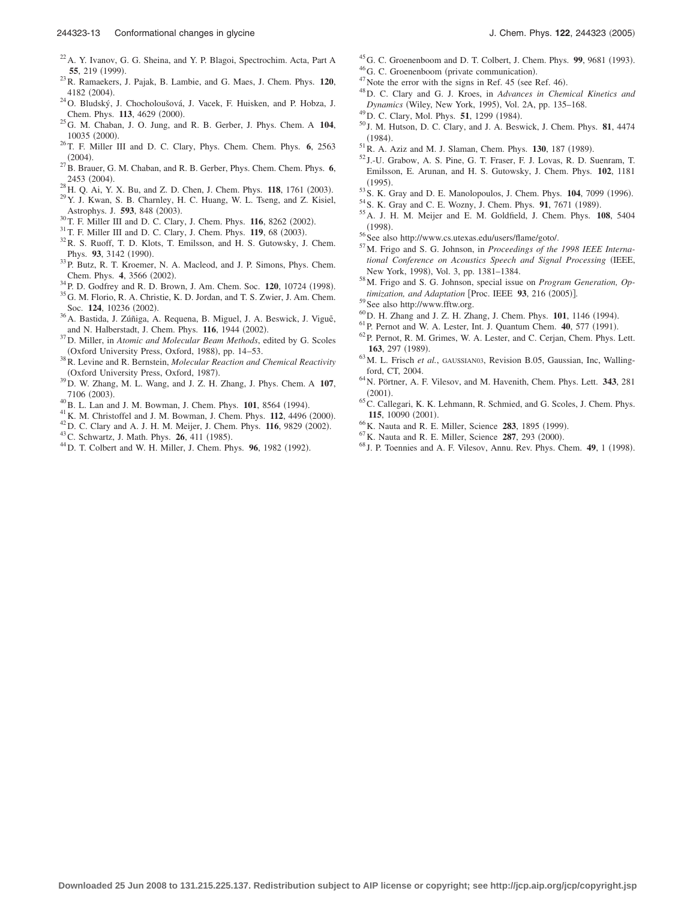[22] A. Y. Ivanov, G. G. Sheina, and Y. P. Blagoi, Spectrochim. Acta, Part A **55**, 219 (1999).

[23] R. Ramaekers, J. Pajak, B. Lambie, and G. Maes, J. Chem. Phys. **120**, 4182 (2004).

[24] O. Bludský, J. Chocholoušová, J. Vacek, F. Huisken, and P. Hobza, J. Chem. Phys. **113**, 4629 (2000).

[25] G. M. Chaban, J. O. Jung, and R. B. Gerber, J. Phys. Chem. A **104**, 10035 (2000).

[26] T. F. Miller III and D. C. Clary, Phys. Chem. Chem. Phys. **6**, 2563 (2004).

[27] B. Brauer, G. M. Chaban, and R. B. Gerber, Phys. Chem. Chem. Phys. **6**, 2453 (2004).

[28] H. Q. Ai, Y. X. Bu, and Z. D. Chen, J. Chem. Phys. **118**, 1761 (2003).

[29] Y. J. Kwan, S. B. Charnley, H. C. Huang, W. L. Tseng, and Z. Kisiel, Astrophys. J. **593**, 848 (2003).

[30] T. F. Miller III and D. C. Clary, J. Chem. Phys. **116**, 8262 (2002).

[31] T. F. Miller III and D. C. Clary, J. Chem. Phys. **119**, 68 (2003).

[32] R. S. Ruoff, T. D. Klots, T. Emilsson, and H. S. Gutowsky, J. Chem. Phys. **93**, 3142 (1990).

[33] P. Butz, R. T. Kroemer, N. A. Macleod, and J. P. Simons, Phys. Chem. Chem. Phys. **4**, 3566 (2002).

[34] P. D. Godfrey and R. D. Brown, J. Am. Chem. Soc. **120**, 10724 (1998).

[35] G. M. Florio, R. A. Christie, K. D. Jordan, and T. S. Zwier, J. Am. Chem. Soc. **124**, 10236 (2002).

[36] A. Bastida, J. Zúñiga, A. Requena, B. Miguel, J. A. Beswick, J. Viguē, and N. Halberstadt, J. Chem. Phys. **116**, 1944 (2002).

[37] D. Miller, in *Atomic and Molecular Beam Methods*, edited by G. Scoles (Oxford University Press, Oxford, 1988), pp. 14–53.

[38] R. Levine and R. Bernstein, *Molecular Reaction and Chemical Reactivity* (Oxford University Press, Oxford, 1987).

[39] D. W. Zhang, M. L. Wang, and J. Z. H. Zhang, J. Phys. Chem. A **107**, 7106 (2003).

[40] B. L. Lan and J. M. Bowman, J. Chem. Phys. **101**, 8564 (1994).

[41] K. M. Christoffel and J. M. Bowman, J. Chem. Phys. **112**, 4496 (2000).

[42] D. C. Clary and A. J. H. M. Meijer, J. Chem. Phys. **116**, 9829 (2002).

[43] C. Schwartz, J. Math. Phys. **26**, 411 (1985).

[44] D. T. Colbert and W. H. Miller, J. Chem. Phys. **96**, 1982 (1992).

[45] G. C. Groenenboom and D. T. Colbert, J. Chem. Phys. **99**, 9681 (1993).

[46] G. C. Groenenboom (private communication).

[47] Note the error with the signs in Ref. 45 (see Ref. 46).

[48] D. C. Clary and G. J. Kroes, in *Advances in Chemical Kinetics and Dynamics* (Wiley, New York, 1995), Vol. 2A, pp. 135–168.

[49] D. C. Clary, Mol. Phys. **51**, 1299 (1984).

[50] J. M. Hutson, D. C. Clary, and J. A. Beswick, J. Chem. Phys. **81**, 4474 (1984).

[51] R. A. Aziz and M. J. Slaman, Chem. Phys. **130**, 187 (1989).

[52] J.-U. Grabow, A. S. Pine, G. T. Fraser, F. J. Lovas, R. D. Suenram, T. Emilsson, E. Arunan, and H. S. Gutowsky, J. Chem. Phys. **102**, 1181 (1995).

[53] S. K. Gray and D. E. Manolopoulos, J. Chem. Phys. **104**, 7099 (1996).

[54] S. K. Gray and C. E. Wozny, J. Chem. Phys. **91**, 7671 (1989).

[55] A. J. H. M. Meijer and E. M. Goldfield, J. Chem. Phys. **108**, 5404 (1998).

[56] See also http://www.cs.utexas.edu/users/flame/goto/.

[57] M. Frigo and S. G. Johnson, in *Proceedings of the 1998 IEEE International Conference on Acoustics Speech and Signal Processing* (IEEE, New York, 1998), Vol. 3, pp. 1381–1384.

[58] M. Frigo and S. G. Johnson, special issue on *Program Generation, Optimization, and Adaptation* [Proc. IEEE **93**, 216 (2005)].

[59] See also http://www.fftw.org.

[60] D. H. Zhang and J. Z. H. Zhang, J. Chem. Phys. **101**, 1146 (1994).

[61] P. Pernot and W. A. Lester, Int. J. Quantum Chem. **40**, 577 (1991).

[62] P. Pernot, R. M. Grimes, W. A. Lester, and C. Cerjan, Chem. Phys. Lett. **163**, 297 (1989).

[63] M. L. Frisch *et al.*, GAUSSIAN03, Revision B.05, Gaussian, Inc, Wallingford, CT, 2004.

[64] N. Pörtner, A. F. Vilesov, and M. Havenith, Chem. Phys. Lett. **343**, 281 (2001).

[65] C. Callegari, K. K. Lehmann, R. Schmied, and G. Scoles, J. Chem. Phys. **115**, 10090 (2001).

[66] K. Nauta and R. E. Miller, Science **283**, 1895 (1999).

[67] K. Nauta and R. E. Miller, Science **287**, 293 (2000).

[68] J. P. Toennies and A. F. Vilesov, Annu. Rev. Phys. Chem. **49**, 1 (1998).